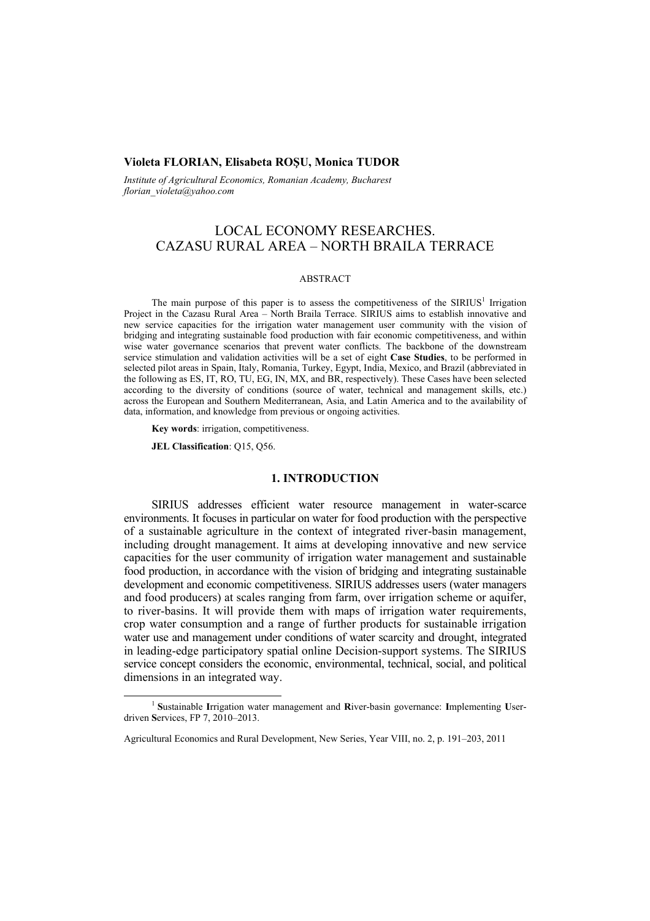**Violeta FLORIAN, Elisabeta ROȘU, Monica TUDOR**

*Institute of Agricultural Economics, Romanian Academy, Bucharest*
*florian_violeta@yahoo.com*

# LOCAL ECONOMY RESEARCHES. CAZASU RURAL AREA – NORTH BRAILA TERRACE

## ABSTRACT

The main purpose of this paper is to assess the competitiveness of the SIRIUS[1] Irrigation Project in the Cazasu Rural Area – North Braila Terrace. SIRIUS aims to establish innovative and new service capacities for the irrigation water management user community with the vision of bridging and integrating sustainable food production with fair economic competitiveness, and within wise water governance scenarios that prevent water conflicts. The backbone of the downstream service stimulation and validation activities will be a set of eight **Case Studies**, to be performed in selected pilot areas in Spain, Italy, Romania, Turkey, Egypt, India, Mexico, and Brazil (abbreviated in the following as ES, IT, RO, TU, EG, IN, MX, and BR, respectively). These Cases have been selected according to the diversity of conditions (source of water, technical and management skills, etc.) across the European and Southern Mediterranean, Asia, and Latin America and to the availability of data, information, and knowledge from previous or ongoing activities.

**Key words**: irrigation, competitiveness.

**JEL Classification**: Q15, Q56.

## 1. INTRODUCTION

SIRIUS addresses efficient water resource management in water-scarce environments. It focuses in particular on water for food production with the perspective of a sustainable agriculture in the context of integrated river-basin management, including drought management. It aims at developing innovative and new service capacities for the user community of irrigation water management and sustainable food production, in accordance with the vision of bridging and integrating sustainable development and economic competitiveness. SIRIUS addresses users (water managers and food producers) at scales ranging from farm, over irrigation scheme or aquifer, to river-basins. It will provide them with maps of irrigation water requirements, crop water consumption and a range of further products for sustainable irrigation water use and management under conditions of water scarcity and drought, integrated in leading-edge participatory spatial online Decision-support systems. The SIRIUS service concept considers the economic, environmental, technical, social, and political dimensions in an integrated way.

[1] **S**ustainable **I**rrigation water management and **R**iver-basin governance: **I**mplementing **U**ser-driven **S**ervices, FP 7, 2010–2013.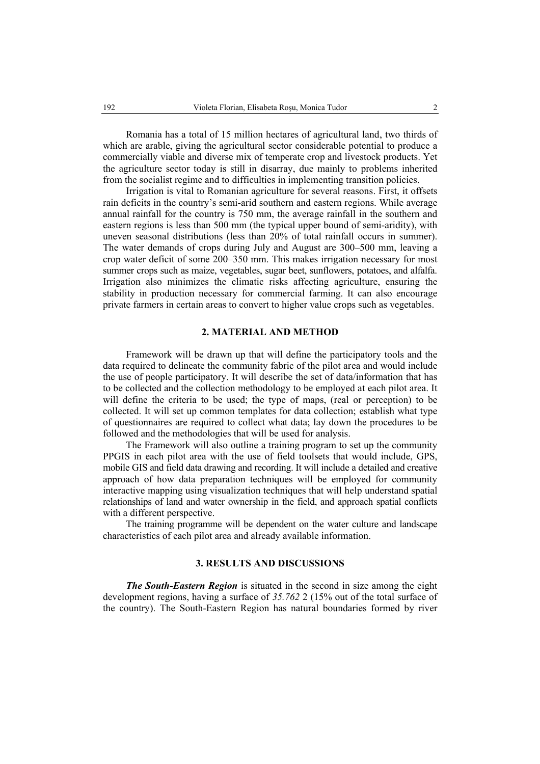Romania has a total of 15 million hectares of agricultural land, two thirds of which are arable, giving the agricultural sector considerable potential to produce a commercially viable and diverse mix of temperate crop and livestock products. Yet the agriculture sector today is still in disarray, due mainly to problems inherited from the socialist regime and to difficulties in implementing transition policies.

Irrigation is vital to Romanian agriculture for several reasons. First, it offsets rain deficits in the country's semi-arid southern and eastern regions. While average annual rainfall for the country is 750 mm, the average rainfall in the southern and eastern regions is less than 500 mm (the typical upper bound of semi-aridity), with uneven seasonal distributions (less than 20% of total rainfall occurs in summer). The water demands of crops during July and August are 300–500 mm, leaving a crop water deficit of some 200–350 mm. This makes irrigation necessary for most summer crops such as maize, vegetables, sugar beet, sunflowers, potatoes, and alfalfa. Irrigation also minimizes the climatic risks affecting agriculture, ensuring the stability in production necessary for commercial farming. It can also encourage private farmers in certain areas to convert to higher value crops such as vegetables.

## 2. MATERIAL AND METHOD

Framework will be drawn up that will define the participatory tools and the data required to delineate the community fabric of the pilot area and would include the use of people participatory. It will describe the set of data/information that has to be collected and the collection methodology to be employed at each pilot area. It will define the criteria to be used; the type of maps, (real or perception) to be collected. It will set up common templates for data collection; establish what type of questionnaires are required to collect what data; lay down the procedures to be followed and the methodologies that will be used for analysis.

The Framework will also outline a training program to set up the community PPGIS in each pilot area with the use of field toolsets that would include, GPS, mobile GIS and field data drawing and recording. It will include a detailed and creative approach of how data preparation techniques will be employed for community interactive mapping using visualization techniques that will help understand spatial relationships of land and water ownership in the field, and approach spatial conflicts with a different perspective.

The training programme will be dependent on the water culture and landscape characteristics of each pilot area and already available information.

## 3. RESULTS AND DISCUSSIONS

***The South-Eastern Region*** is situated in the second in size among the eight development regions, having a surface of *35.762* 2 (15% out of the total surface of the country). The South-Eastern Region has natural boundaries formed by river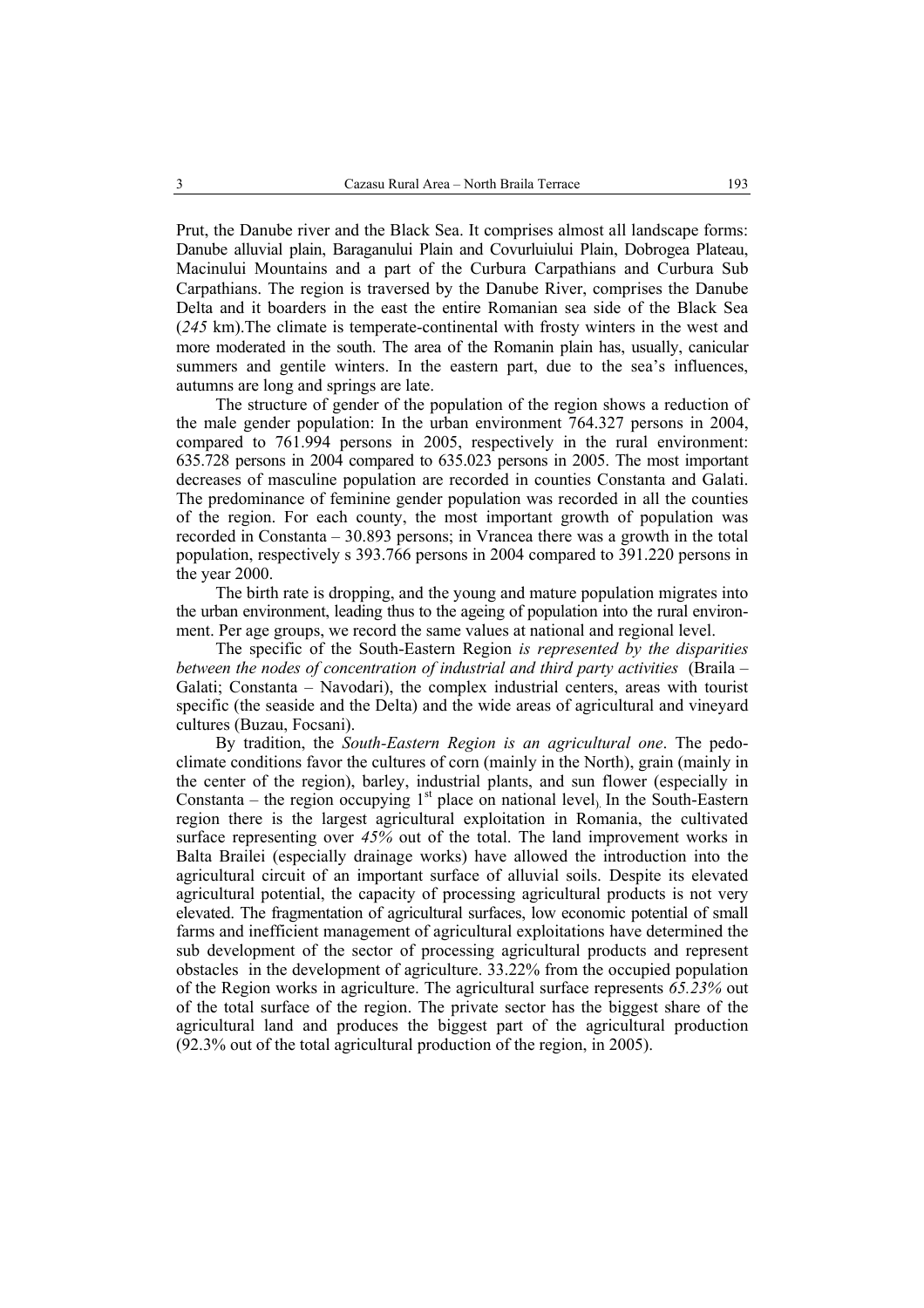Prut, the Danube river and the Black Sea. It comprises almost all landscape forms: Danube alluvial plain, Baraganului Plain and Covurluiului Plain, Dobrogea Plateau, Macinului Mountains and a part of the Curbura Carpathians and Curbura Sub Carpathians. The region is traversed by the Danube River, comprises the Danube Delta and it boarders in the east the entire Romanian sea side of the Black Sea (*245* km).The climate is temperate-continental with frosty winters in the west and more moderated in the south. The area of the Romanin plain has, usually, canicular summers and gentile winters. In the eastern part, due to the sea's influences, autumns are long and springs are late.

The structure of gender of the population of the region shows a reduction of the male gender population: In the urban environment 764.327 persons in 2004, compared to 761.994 persons in 2005, respectively in the rural environment: 635.728 persons in 2004 compared to 635.023 persons in 2005. The most important decreases of masculine population are recorded in counties Constanta and Galati. The predominance of feminine gender population was recorded in all the counties of the region. For each county, the most important growth of population was recorded in Constanta – 30.893 persons; in Vrancea there was a growth in the total population, respectively s 393.766 persons in 2004 compared to 391.220 persons in the year 2000.

The birth rate is dropping, and the young and mature population migrates into the urban environment, leading thus to the ageing of population into the rural environment. Per age groups, we record the same values at national and regional level.

The specific of the South-Eastern Region *is represented by the disparities between the nodes of concentration of industrial and third party activities* (Braila – Galati; Constanta – Navodari), the complex industrial centers, areas with tourist specific (the seaside and the Delta) and the wide areas of agricultural and vineyard cultures (Buzau, Focsani).

By tradition, the *South-Eastern Region is an agricultural one*. The pedo-climate conditions favor the cultures of corn (mainly in the North), grain (mainly in the center of the region), barley, industrial plants, and sun flower (especially in Constanta – the region occupying 1st place on national level). In the South-Eastern region there is the largest agricultural exploitation in Romania, the cultivated surface representing over *45%* out of the total. The land improvement works in Balta Brailei (especially drainage works) have allowed the introduction into the agricultural circuit of an important surface of alluvial soils. Despite its elevated agricultural potential, the capacity of processing agricultural products is not very elevated. The fragmentation of agricultural surfaces, low economic potential of small farms and inefficient management of agricultural exploitations have determined the sub development of the sector of processing agricultural products and represent obstacles in the development of agriculture. 33.22% from the occupied population of the Region works in agriculture. The agricultural surface represents *65.23%* out of the total surface of the region. The private sector has the biggest share of the agricultural land and produces the biggest part of the agricultural production (92.3% out of the total agricultural production of the region, in 2005).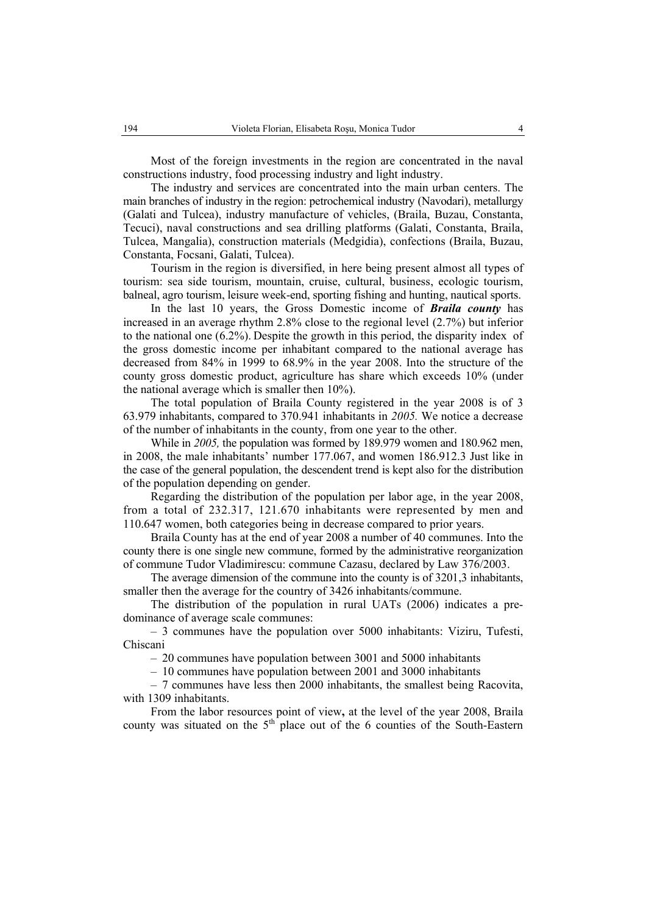Most of the foreign investments in the region are concentrated in the naval constructions industry, food processing industry and light industry.

The industry and services are concentrated into the main urban centers. The main branches of industry in the region: petrochemical industry (Navodari), metallurgy (Galati and Tulcea), industry manufacture of vehicles, (Braila, Buzau, Constanta, Tecuci), naval constructions and sea drilling platforms (Galati, Constanta, Braila, Tulcea, Mangalia), construction materials (Medgidia), confections (Braila, Buzau, Constanta, Focsani, Galati, Tulcea).

Tourism in the region is diversified, in here being present almost all types of tourism: sea side tourism, mountain, cruise, cultural, business, ecologic tourism, balneal, agro tourism, leisure week-end, sporting fishing and hunting, nautical sports.

In the last 10 years, the Gross Domestic income of ***Braila county*** has increased in an average rhythm 2.8% close to the regional level (2.7%) but inferior to the national one (6.2%). Despite the growth in this period, the disparity index of the gross domestic income per inhabitant compared to the national average has decreased from 84% in 1999 to 68.9% in the year 2008. Into the structure of the county gross domestic product, agriculture has share which exceeds 10% (under the national average which is smaller then 10%).

The total population of Braila County registered in the year 2008 is of 3 63.979 inhabitants, compared to 370.941 inhabitants in *2005.* We notice a decrease of the number of inhabitants in the county, from one year to the other.

While in *2005,* the population was formed by 189.979 women and 180.962 men, in 2008, the male inhabitants' number 177.067, and women 186.912.3 Just like in the case of the general population, the descendent trend is kept also for the distribution of the population depending on gender.

Regarding the distribution of the population per labor age, in the year 2008, from a total of 232.317, 121.670 inhabitants were represented by men and 110.647 women, both categories being in decrease compared to prior years.

Braila County has at the end of year 2008 a number of 40 communes. Into the county there is one single new commune, formed by the administrative reorganization of commune Tudor Vladimirescu: commune Cazasu, declared by Law 376/2003.

The average dimension of the commune into the county is of 3201,3 inhabitants, smaller then the average for the country of 3426 inhabitants/commune.

The distribution of the population in rural UATs (2006) indicates a pre-dominance of average scale communes:

– 3 communes have the population over 5000 inhabitants: Viziru, Tufesti, Chiscani

– 20 communes have population between 3001 and 5000 inhabitants

– 10 communes have population between 2001 and 3000 inhabitants

– 7 communes have less then 2000 inhabitants, the smallest being Racovita, with 1309 inhabitants.

From the labor resources point of view**,** at the level of the year 2008, Braila county was situated on the 5th place out of the 6 counties of the South-Eastern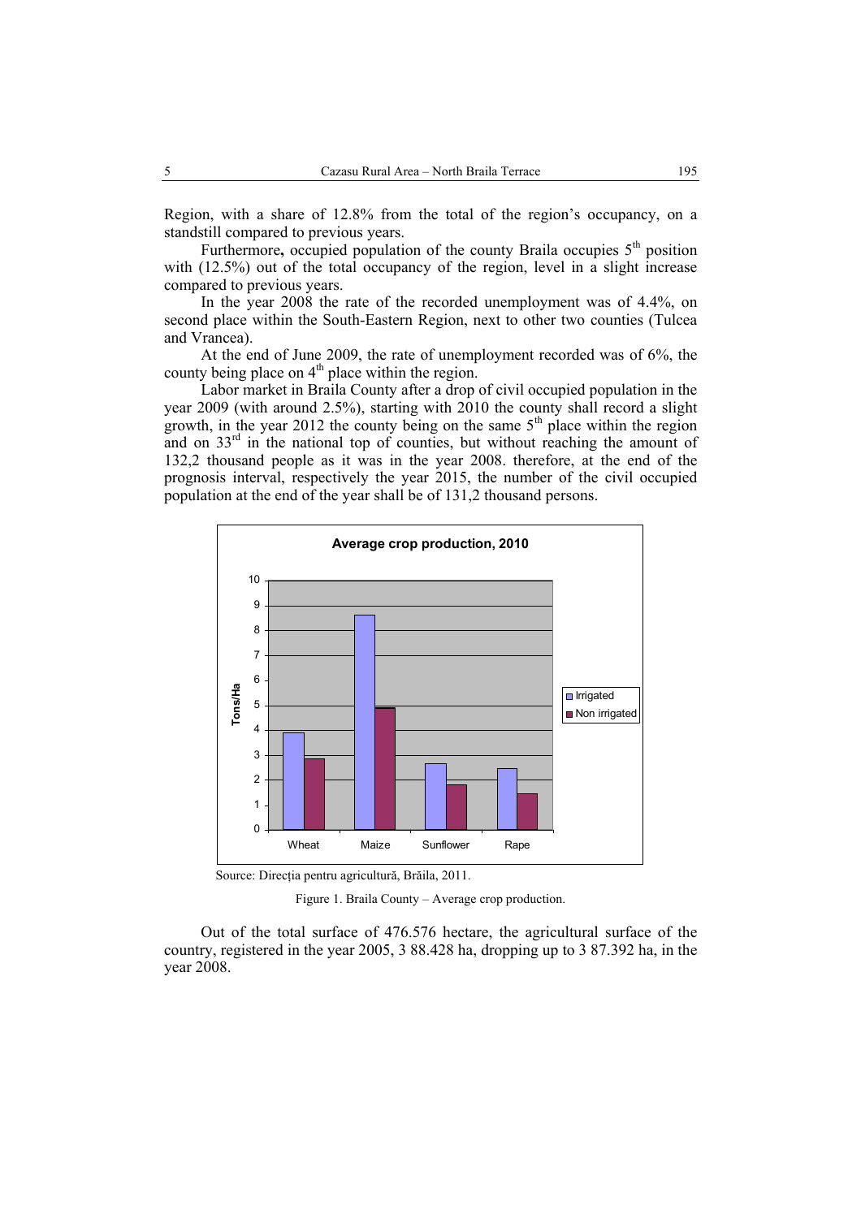Region, with a share of 12.8% from the total of the region's occupancy, on a standstill compared to previous years.

Furthermore**,** occupied population of the county Braila occupies 5th position with (12.5%) out of the total occupancy of the region, level in a slight increase compared to previous years.

In the year 2008 the rate of the recorded unemployment was of 4.4%, on second place within the South-Eastern Region, next to other two counties (Tulcea and Vrancea).

At the end of June 2009, the rate of unemployment recorded was of 6%, the county being place on 4th place within the region.

Labor market in Braila County after a drop of civil occupied population in the year 2009 (with around 2.5%), starting with 2010 the county shall record a slight growth, in the year 2012 the county being on the same 5th place within the region and on 33rd in the national top of counties, but without reaching the amount of 132,2 thousand people as it was in the year 2008. therefore, at the end of the prognosis interval, respectively the year 2015, the number of the civil occupied population at the end of the year shall be of 131,2 thousand persons.

Source: Direcția pentru agricultură, Brăila, 2011.

Figure 1. Braila County – Average crop production.

Out of the total surface of 476.576 hectare, the agricultural surface of the country, registered in the year 2005, 3 88.428 ha, dropping up to 3 87.392 ha, in the year 2008.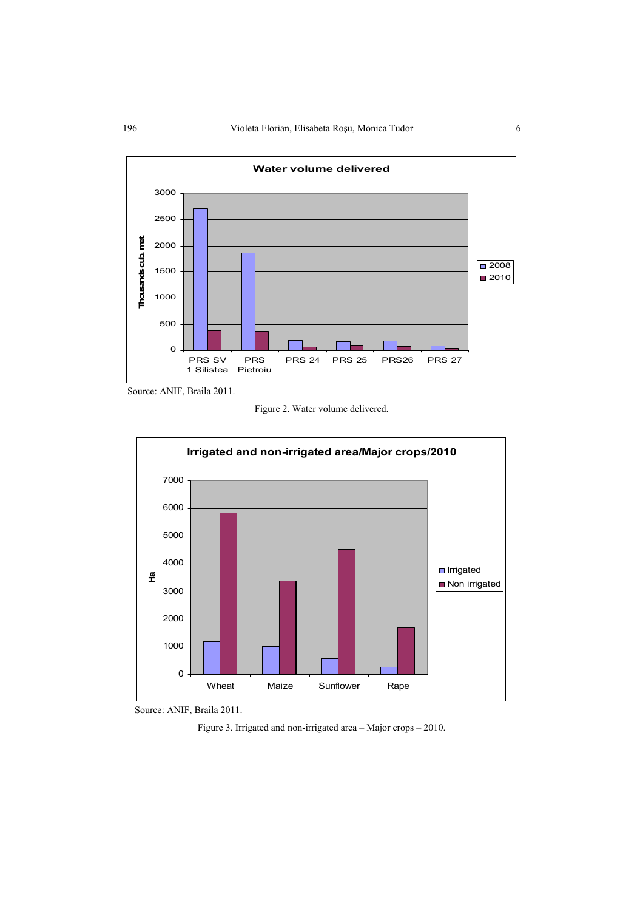Source: ANIF, Braila 2011.

Figure 2. Water volume delivered.

Source: ANIF, Braila 2011.

Figure 3. Irrigated and non-irrigated area – Major crops – 2010.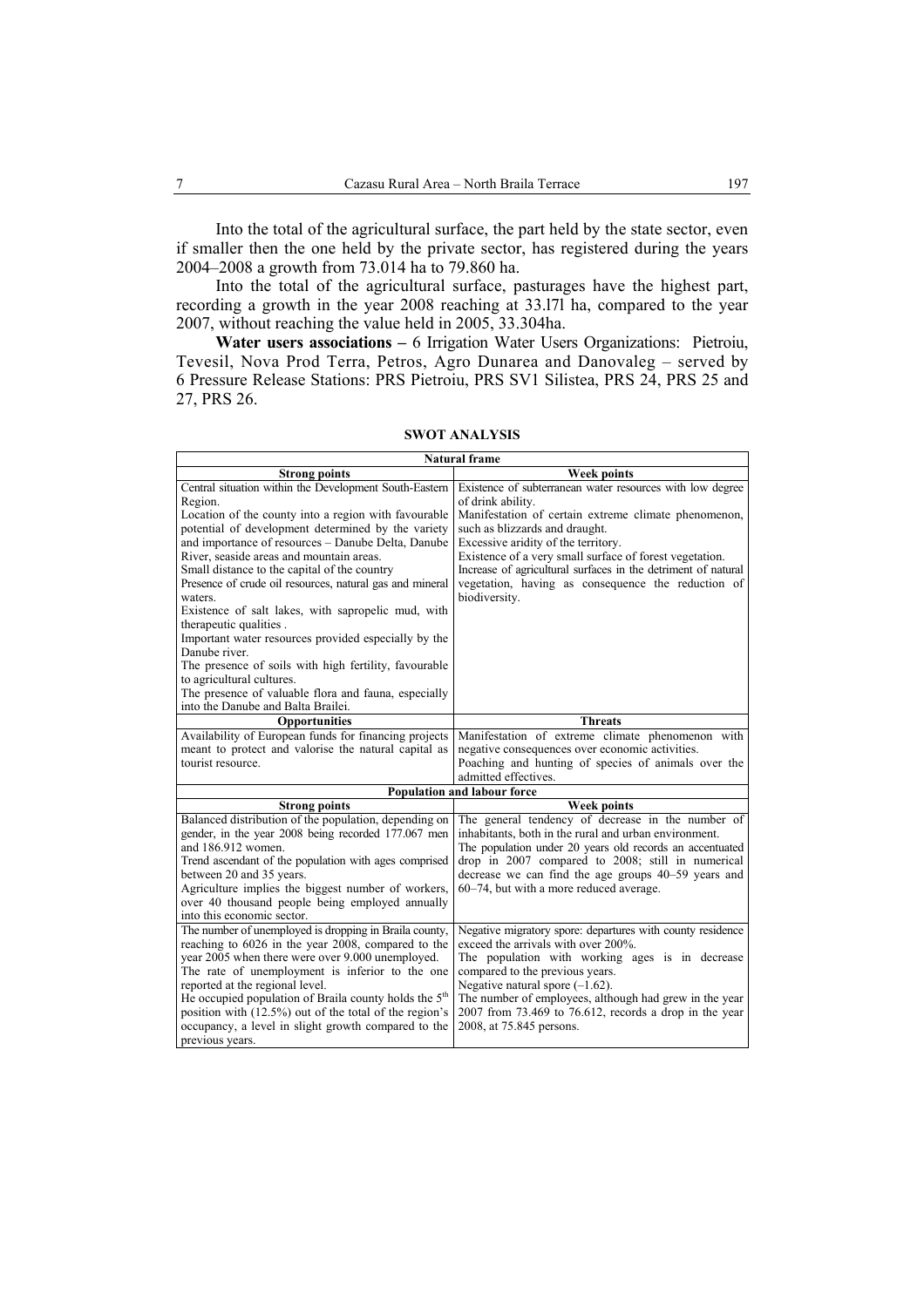Into the total of the agricultural surface, the part held by the state sector, even if smaller then the one held by the private sector, has registered during the years 2004–2008 a growth from 73.014 ha to 79.860 ha.

Into the total of the agricultural surface, pasturages have the highest part, recording a growth in the year 2008 reaching at 33.l7l ha, compared to the year 2007, without reaching the value held in 2005, 33.304ha.

**Water users associations –** 6 Irrigation Water Users Organizations: Pietroiu, Tevesil, Nova Prod Terra, Petros, Agro Dunarea and Danovaleg – served by 6 Pressure Release Stations: PRS Pietroiu, PRS SV1 Silistea, PRS 24, PRS 25 and 27, PRS 26.

**SWOT ANALYSIS**

| **Natural frame** | |
|---|---|
| **Strong points** | **Week points** |
| Central situation within the Development South-Eastern Region.<br>Location of the county into a region with favourable potential of development determined by the variety and importance of resources – Danube Delta, Danube River, seaside areas and mountain areas.<br>Small distance to the capital of the country<br>Presence of crude oil resources, natural gas and mineral waters.<br>Existence of salt lakes, with sapropelic mud, with therapeutic qualities .<br>Important water resources provided especially by the Danube river.<br>The presence of soils with high fertility, favourable to agricultural cultures.<br>The presence of valuable flora and fauna, especially into the Danube and Balta Brailei. | Existence of subterranean water resources with low degree of drink ability.<br>Manifestation of certain extreme climate phenomenon, such as blizzards and draught.<br>Excessive aridity of the territory.<br>Existence of a very small surface of forest vegetation.<br>Increase of agricultural surfaces in the detriment of natural vegetation, having as consequence the reduction of biodiversity. |
| **Opportunities** | **Threats** |
| Availability of European funds for financing projects meant to protect and valorise the natural capital as tourist resource. | Manifestation of extreme climate phenomenon with negative consequences over economic activities.<br>Poaching and hunting of species of animals over the admitted effectives. |
| **Population and labour force** | |
| **Strong points** | **Week points** |
| Balanced distribution of the population, depending on gender, in the year 2008 being recorded 177.067 men and 186.912 women.<br>Trend ascendant of the population with ages comprised between 20 and 35 years.<br>Agriculture implies the biggest number of workers, over 40 thousand people being employed annually into this economic sector. | The general tendency of decrease in the number of inhabitants, both in the rural and urban environment.<br>The population under 20 years old records an accentuated drop in 2007 compared to 2008; still in numerical decrease we can find the age groups 40–59 years and 60–74, but with a more reduced average. |
| The number of unemployed is dropping in Braila county, reaching to 6026 in the year 2008, compared to the year 2005 when there were over 9.000 unemployed.<br>The rate of unemployment is inferior to the one reported at the regional level.<br>He occupied population of Braila county holds the 5th position with (12.5%) out of the total of the region's occupancy, a level in slight growth compared to the previous years. | Negative migratory spore: departures with county residence exceed the arrivals with over 200%.<br>The population with working ages is in decrease compared to the previous years.<br>Negative natural spore (–1.62).<br>The number of employees, although had grew in the year 2007 from 73.469 to 76.612, records a drop in the year 2008, at 75.845 persons. |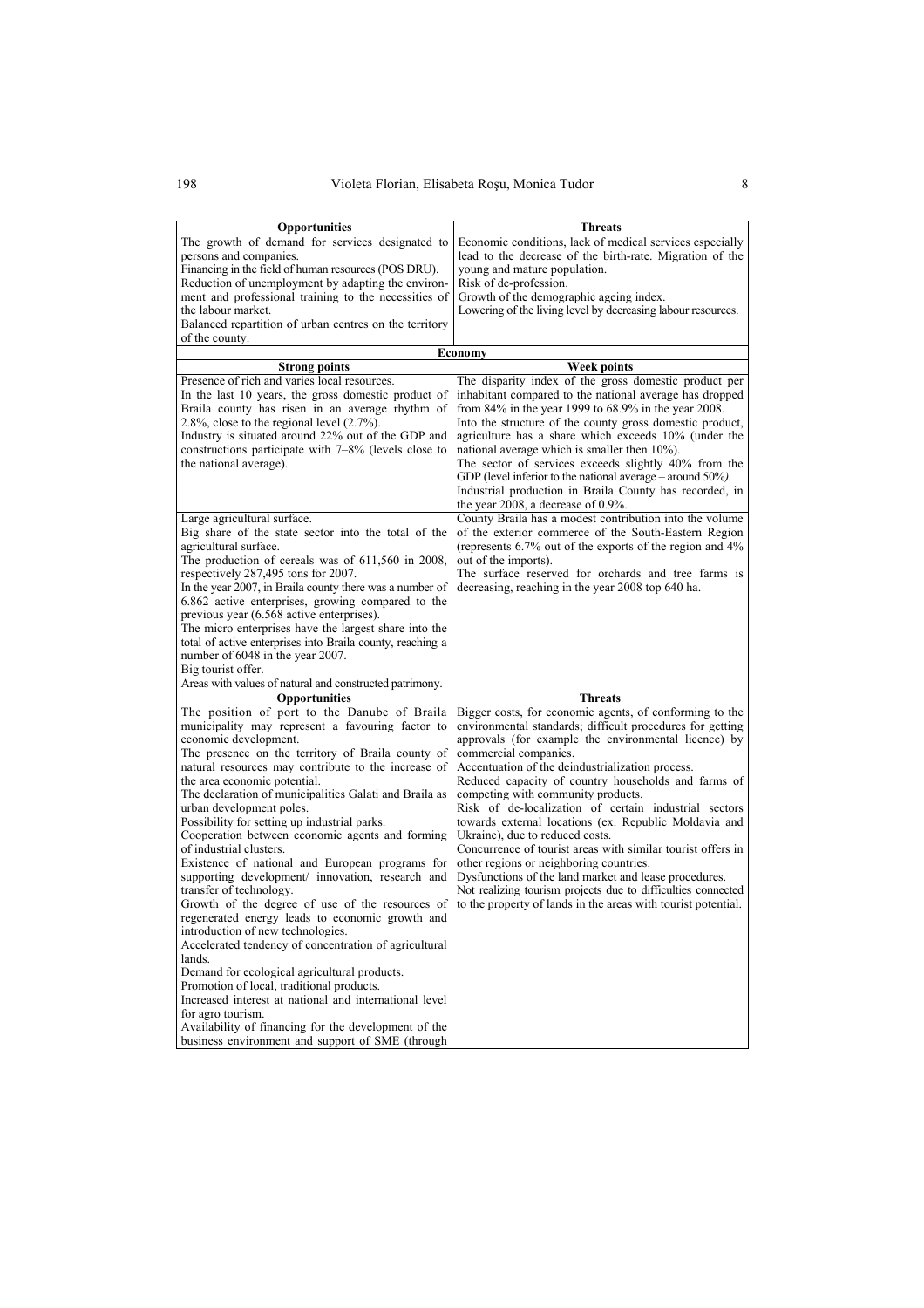| Opportunities | Threats |
|---|---|
| The growth of demand for services designated to persons and companies.<br>Financing in the field of human resources (POS DRU).<br>Reduction of unemployment by adapting the environment and professional training to the necessities of the labour market.<br>Balanced repartition of urban centres on the territory of the county. | Economic conditions, lack of medical services especially lead to the decrease of the birth-rate. Migration of the young and mature population.<br>Risk of de-profession.<br>Growth of the demographic ageing index.<br>Lowering of the living level by decreasing labour resources. |
| **Economy** | |
| **Strong points** | **Week points** |
| Presence of rich and varies local resources.<br>In the last 10 years, the gross domestic product of Braila county has risen in an average rhythm of 2.8%, close to the regional level (2.7%).<br>Industry is situated around 22% out of the GDP and constructions participate with 7–8% (levels close to the national average). | The disparity index of the gross domestic product per inhabitant compared to the national average has dropped from 84% in the year 1999 to 68.9% in the year 2008.<br>Into the structure of the county gross domestic product, agriculture has a share which exceeds 10% (under the national average which is smaller then 10%).<br>The sector of services exceeds slightly 40% from the GDP (level inferior to the national average – around 50%*).*<br>Industrial production in Braila County has recorded, in the year 2008, a decrease of 0.9%. |
| Large agricultural surface.<br>Big share of the state sector into the total of the agricultural surface.<br>The production of cereals was of 611,560 in 2008, respectively 287,495 tons for 2007.<br>In the year 2007, in Braila county there was a number of 6.862 active enterprises, growing compared to the previous year (6.568 active enterprises).<br>The micro enterprises have the largest share into the total of active enterprises into Braila county, reaching a number of 6048 in the year 2007.<br>Big tourist offer.<br>Areas with values of natural and constructed patrimony. | County Braila has a modest contribution into the volume of the exterior commerce of the South-Eastern Region (represents 6.7% out of the exports of the region and 4% out of the imports).<br>The surface reserved for orchards and tree farms is decreasing, reaching in the year 2008 top 640 ha. |
| **Opportunities** | **Threats** |
| The position of port to the Danube of Braila municipality may represent a favouring factor to economic development.<br>The presence on the territory of Braila county of natural resources may contribute to the increase of the area economic potential.<br>The declaration of municipalities Galati and Braila as urban development poles.<br>Possibility for setting up industrial parks.<br>Cooperation between economic agents and forming of industrial clusters.<br>Existence of national and European programs for supporting development/ innovation, research and transfer of technology.<br>Growth of the degree of use of the resources of regenerated energy leads to economic growth and introduction of new technologies.<br>Accelerated tendency of concentration of agricultural lands.<br>Demand for ecological agricultural products.<br>Promotion of local, traditional products.<br>Increased interest at national and international level for agro tourism.<br>Availability of financing for the development of the business environment and support of SME (through | Bigger costs, for economic agents, of conforming to the environmental standards; difficult procedures for getting approvals (for example the environmental licence) by commercial companies.<br>Accentuation of the deindustrialization process.<br>Reduced capacity of country households and farms of competing with community products.<br>Risk of de-localization of certain industrial sectors towards external locations (ex. Republic Moldavia and Ukraine), due to reduced costs.<br>Concurrence of tourist areas with similar tourist offers in other regions or neighboring countries.<br>Dysfunctions of the land market and lease procedures.<br>Not realizing tourism projects due to difficulties connected to the property of lands in the areas with tourist potential. |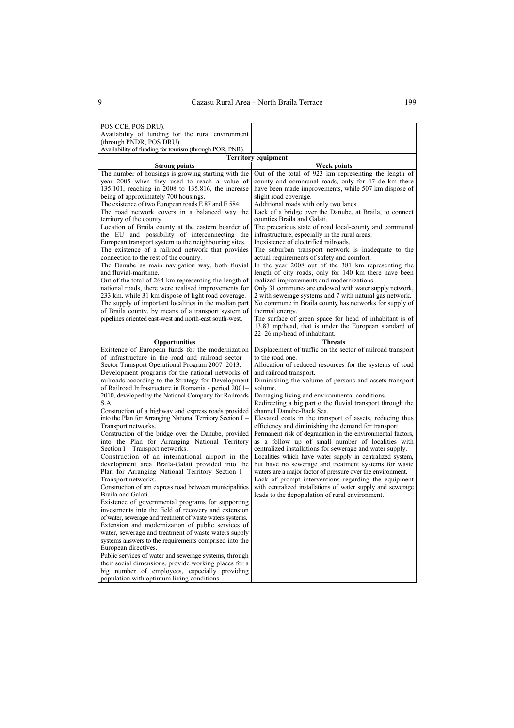| | |
|---|---|
| POS CCE, POS DRU).<br>Availability of funding for the rural environment (through PNDR, POS DRU).<br>Availability of funding for tourism (through POR, PNR). | |
| **Territory equipment** | |
| **Strong points** | **Week points** |
| The number of housings is growing starting with the year 2005 when they used to reach a value of 135.101, reaching in 2008 to 135.816, the increase being of approximately 700 housings.<br>The existence of two European roads E 87 and E 584.<br>The road network covers in a balanced way the territory of the county.<br>Location of Braila county at the eastern boarder of the EU and possibility of interconnecting the European transport system to the neighbouring sites.<br>The existence of a railroad network that provides connection to the rest of the country.<br>The Danube as main navigation way, both fluvial and fluvial-maritime.<br>Out of the total of 264 km representing the length of national roads, there were realised improvements for 233 km, while 31 km dispose of light road coverage.<br>The supply of important localities in the median part of Braila county, by means of a transport system of pipelines oriented east-west and north-east south-west. | Out of the total of 923 km representing the length of county and communal roads, only for 47 de km there have been made improvements, while 507 km dispose of slight road coverage.<br>Additional roads with only two lanes.<br>Lack of a bridge over the Danube, at Braila, to connect counties Braila and Galati.<br>The precarious state of road local-county and communal infrastructure, especially in the rural areas.<br>Inexistence of electrified railroads.<br>The suburban transport network is inadequate to the actual requirements of safety and comfort.<br>In the year 2008 out of the 381 km representing the length of city roads, only for 140 km there have been realized improvements and modernizations.<br>Only 31 communes are endowed with water supply network, 2 with sewerage systems and 7 with natural gas network.<br>No commune in Braila county has networks for supply of thermal energy.<br>The surface of green space for head of inhabitant is of 13.83 mp/head, that is under the European standard of 22–26 mp/head of inhabitant. |
| **Opportunities** | **Threats** |
| Existence of European funds for the modernization of infrastructure in the road and railroad sector – Sector Transport Operational Program 2007–2013.<br>Development programs for the national networks of railroads according to the Strategy for Development of Railroad Infrastructure in Romania - period 2001–2010, developed by the National Company for Railroads S.A.<br>Construction of a highway and express roads provided into the Plan for Arranging National Territory Section I – Transport networks.<br>Construction of the bridge over the Danube, provided into the Plan for Arranging National Territory Section I – Transport networks.<br>Construction of an international airport in the development area Braila-Galati provided into the Plan for Arranging National Territory Section I – Transport networks.<br>Construction of am express road between municipalities Braila and Galati.<br>Existence of governmental programs for supporting investments into the field of recovery and extension of water, sewerage and treatment of waste waters systems.<br>Extension and modernization of public services of water, sewerage and treatment of waste waters supply systems answers to the requirements comprised into the European directives.<br>Public services of water and sewerage systems, through their social dimensions, provide working places for a big number of employees, especially providing population with optimum living conditions. | Displacement of traffic on the sector of railroad transport to the road one.<br>Allocation of reduced resources for the systems of road and railroad transport.<br>Diminishing the volume of persons and assets transport volume.<br>Damaging living and environmental conditions.<br>Redirecting a big part o the fluvial transport through the channel Danube-Back Sea.<br>Elevated costs in the transport of assets, reducing thus efficiency and diminishing the demand for transport.<br>Permanent risk of degradation in the environmental factors, as a follow up of small number of localities with centralized installations for sewerage and water supply.<br>Localities which have water supply in centralized system, but have no sewerage and treatment systems for waste waters are a major factor of pressure over the environment.<br>Lack of prompt interventions regarding the equipment with centralized installations of water supply and sewerage leads to the depopulation of rural environment. |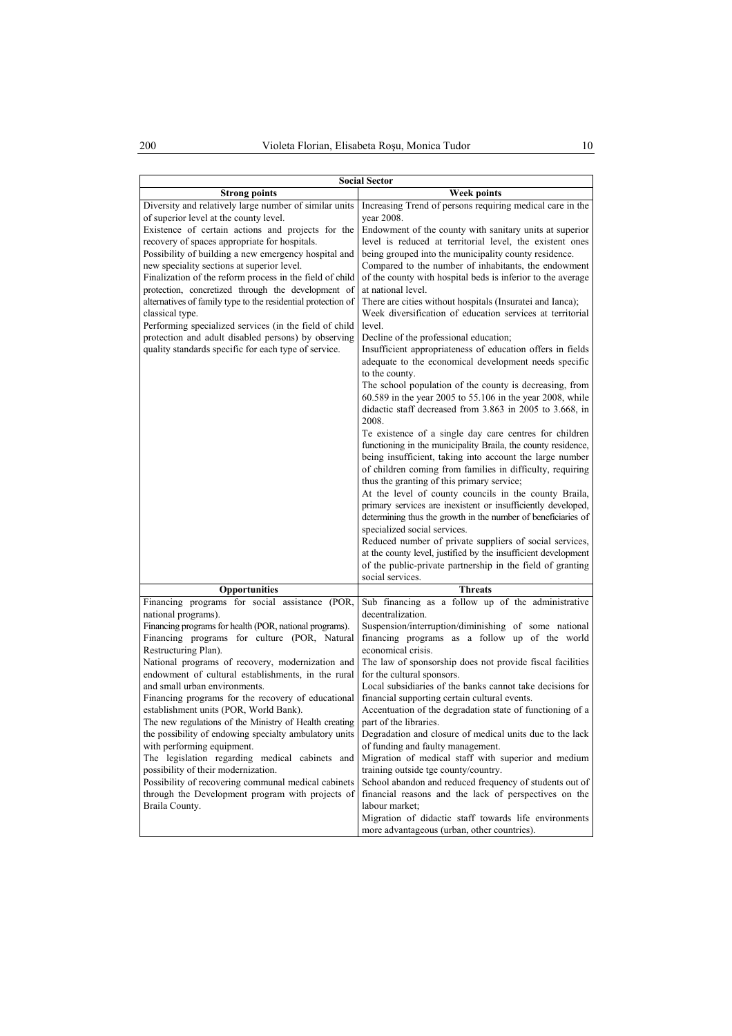| Social Sector | |
|---|---|
| **Strong points** | **Week points** |
| Diversity and relatively large number of similar units of superior level at the county level.<br>Existence of certain actions and projects for the recovery of spaces appropriate for hospitals.<br>Possibility of building a new emergency hospital and new speciality sections at superior level.<br>Finalization of the reform process in the field of child protection, concretized through the development of alternatives of family type to the residential protection of classical type.<br>Performing specialized services (in the field of child protection and adult disabled persons) by observing quality standards specific for each type of service. | Increasing Trend of persons requiring medical care in the year 2008.<br>Endowment of the county with sanitary units at superior level is reduced at territorial level, the existent ones being grouped into the municipality county residence.<br>Compared to the number of inhabitants, the endowment of the county with hospital beds is inferior to the average at national level.<br>There are cities without hospitals (Insuratei and Ianca);<br>Week diversification of education services at territorial level.<br>Decline of the professional education;<br>Insufficient appropriateness of education offers in fields adequate to the economical development needs specific to the county.<br>The school population of the county is decreasing, from 60.589 in the year 2005 to 55.106 in the year 2008, while didactic staff decreased from 3.863 in 2005 to 3.668, in 2008.<br>Te existence of a single day care centres for children functioning in the municipality Braila, the county residence, being insufficient, taking into account the large number of children coming from families in difficulty, requiring thus the granting of this primary service;<br>At the level of county councils in the county Braila, primary services are inexistent or insufficiently developed, determining thus the growth in the number of beneficiaries of specialized social services.<br>Reduced number of private suppliers of social services, at the county level, justified by the insufficient development of the public-private partnership in the field of granting social services. |
| **Opportunities** | **Threats** |
| Financing programs for social assistance (POR, national programs).<br>Financing programs for health (POR, national programs).<br>Financing programs for culture (POR, Natural Restructuring Plan).<br>National programs of recovery, modernization and endowment of cultural establishments, in the rural and small urban environments.<br>Financing programs for the recovery of educational establishment units (POR, World Bank).<br>The new regulations of the Ministry of Health creating the possibility of endowing specialty ambulatory units with performing equipment.<br>The legislation regarding medical cabinets and possibility of their modernization.<br>Possibility of recovering communal medical cabinets through the Development program with projects of Braila County. | Sub financing as a follow up of the administrative decentralization.<br>Suspension/interruption/diminishing of some national financing programs as a follow up of the world economical crisis.<br>The law of sponsorship does not provide fiscal facilities for the cultural sponsors.<br>Local subsidiaries of the banks cannot take decisions for financial supporting certain cultural events.<br>Accentuation of the degradation state of functioning of a part of the libraries.<br>Degradation and closure of medical units due to the lack of funding and faulty management.<br>Migration of medical staff with superior and medium training outside tge county/country.<br>School abandon and reduced frequency of students out of financial reasons and the lack of perspectives on the labour market;<br>Migration of didactic staff towards life environments more advantageous (urban, other countries). |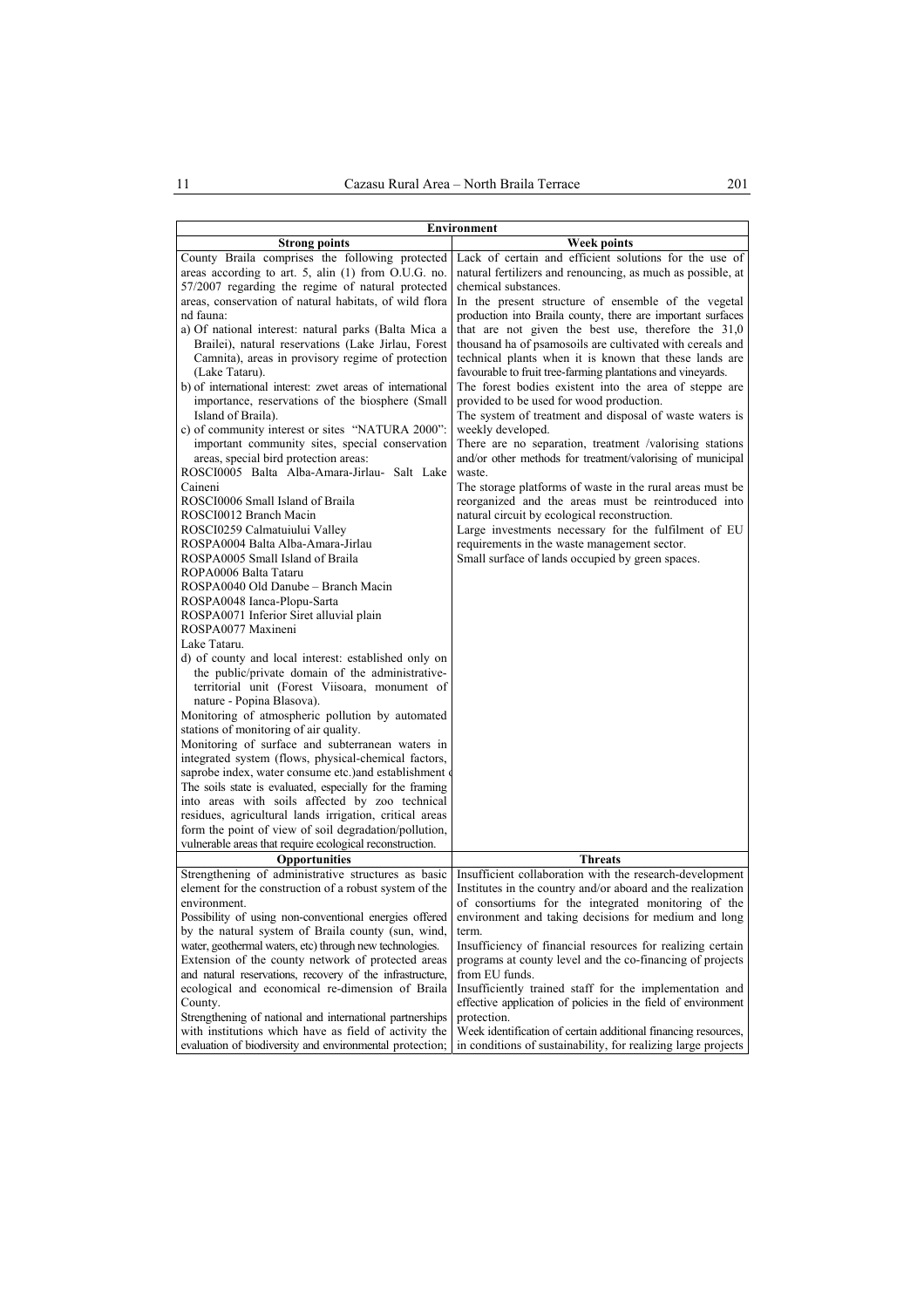| Environment | |
|---|---|
| **Strong points** | **Week points** |
| County Braila comprises the following protected areas according to art. 5, alin (1) from O.U.G. no. 57/2007 regarding the regime of natural protected areas, conservation of natural habitats, of wild flora nd fauna:<br>a) Of national interest: natural parks (Balta Mica a Brailei), natural reservations (Lake Jirlau, Forest Camnita), areas in provisory regime of protection (Lake Tataru).<br>b) of international interest: zwet areas of international importance, reservations of the biosphere (Small Island of Braila).<br>c) of community interest or sites "NATURA 2000": important community sites, special conservation areas, special bird protection areas:<br>ROSCI0005 Balta Alba-Amara-Jirlau- Salt Lake Caineni<br>ROSCI0006 Small Island of Braila<br>ROSCI0012 Branch Macin<br>ROSCI0259 Calmatuiului Valley<br>ROSPA0004 Balta Alba-Amara-Jirlau<br>ROSPA0005 Small Island of Braila<br>ROPA0006 Balta Tataru<br>ROSPA0040 Old Danube – Branch Macin<br>ROSPA0048 Ianca-Plopu-Sarta<br>ROSPA0071 Inferior Siret alluvial plain<br>ROSPA0077 Maxineni<br>Lake Tataru.<br>d) of county and local interest: established only on the public/private domain of the administrative-territorial unit (Forest Viisoara, monument of nature - Popina Blasova).<br>Monitoring of atmospheric pollution by automated stations of monitoring of air quality.<br>Monitoring of surface and subterranean waters in integrated system (flows, physical-chemical factors, saprobe index, water consume etc.)and establishment<br>The soils state is evaluated, especially for the framing into areas with soils affected by zoo technical residues, agricultural lands irrigation, critical areas form the point of view of soil degradation/pollution, vulnerable areas that require ecological reconstruction. | Lack of certain and efficient solutions for the use of natural fertilizers and renouncing, as much as possible, at chemical substances.<br>In the present structure of ensemble of the vegetal production into Braila county, there are important surfaces that are not given the best use, therefore the 31,0 thousand ha of psamosoils are cultivated with cereals and technical plants when it is known that these lands are favourable to fruit tree-farming plantations and vineyards.<br>The forest bodies existent into the area of steppe are provided to be used for wood production.<br>The system of treatment and disposal of waste waters is weekly developed.<br>There are no separation, treatment /valorising stations and/or other methods for treatment/valorising of municipal waste.<br>The storage platforms of waste in the rural areas must be reorganized and the areas must be reintroduced into natural circuit by ecological reconstruction.<br>Large investments necessary for the fulfilment of EU requirements in the waste management sector.<br>Small surface of lands occupied by green spaces. |
| **Opportunities** | **Threats** |
| Strengthening of administrative structures as basic element for the construction of a robust system of the environment.<br>Possibility of using non-conventional energies offered by the natural system of Braila county (sun, wind, water, geothermal waters, etc) through new technologies.<br>Extension of the county network of protected areas and natural reservations, recovery of the infrastructure, ecological and economical re-dimension of Braila County.<br>Strengthening of national and international partnerships with institutions which have as field of activity the evaluation of biodiversity and environmental protection; | Insufficient collaboration with the research-development Institutes in the country and/or aboard and the realization of consortiums for the integrated monitoring of the environment and taking decisions for medium and long term.<br>Insufficiency of financial resources for realizing certain programs at county level and the co-financing of projects from EU funds.<br>Insufficiently trained staff for the implementation and effective application of policies in the field of environment protection.<br>Week identification of certain additional financing resources, in conditions of sustainability, for realizing large projects |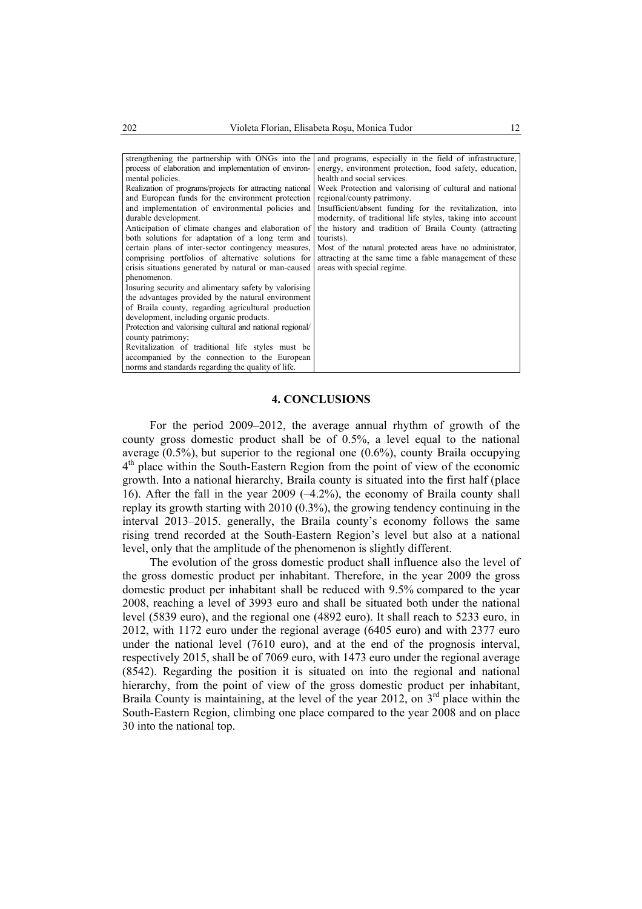| | |
|---|---|
| strengthening the partnership with ONGs into the process of elaboration and implementation of environmental policies.<br>Realization of programs/projects for attracting national and European funds for the environment protection and implementation of environmental policies and durable development.<br>Anticipation of climate changes and elaboration of both solutions for adaptation of a long term and certain plans of inter-sector contingency measures, comprising portfolios of alternative solutions for crisis situations generated by natural or man-caused phenomenon.<br>Insuring security and alimentary safety by valorising the advantages provided by the natural environment of Braila county, regarding agricultural production development, including organic products.<br>Protection and valorising cultural and national regional/county patrimony;<br>Revitalization of traditional life styles must be accompanied by the connection to the European norms and standards regarding the quality of life. | and programs, especially in the field of infrastructure, energy, environment protection, food safety, education, health and social services.<br>Week Protection and valorising of cultural and national regional/county patrimony.<br>Insufficient/absent funding for the revitalization, into modernity, of traditional life styles, taking into account the history and tradition of Braila County (attracting tourists).<br>Most of the natural protected areas have no administrator, attracting at the same time a fable management of these areas with special regime. |

## 4. CONCLUSIONS

For the period 2009–2012, the average annual rhythm of growth of the county gross domestic product shall be of 0.5%, a level equal to the national average (0.5%), but superior to the regional one (0.6%), county Braila occupying 4th place within the South-Eastern Region from the point of view of the economic growth. Into a national hierarchy, Braila county is situated into the first half (place 16). After the fall in the year 2009 (–4.2%), the economy of Braila county shall replay its growth starting with 2010 (0.3%), the growing tendency continuing in the interval 2013–2015. generally, the Braila county's economy follows the same rising trend recorded at the South-Eastern Region's level but also at a national level, only that the amplitude of the phenomenon is slightly different.

The evolution of the gross domestic product shall influence also the level of the gross domestic product per inhabitant. Therefore, in the year 2009 the gross domestic product per inhabitant shall be reduced with 9.5% compared to the year 2008, reaching a level of 3993 euro and shall be situated both under the national level (5839 euro), and the regional one (4892 euro). It shall reach to 5233 euro, in 2012, with 1172 euro under the regional average (6405 euro) and with 2377 euro under the national level (7610 euro), and at the end of the prognosis interval, respectively 2015, shall be of 7069 euro, with 1473 euro under the regional average (8542). Regarding the position it is situated on into the regional and national hierarchy, from the point of view of the gross domestic product per inhabitant, Braila County is maintaining, at the level of the year 2012, on 3rd place within the South-Eastern Region, climbing one place compared to the year 2008 and on place 30 into the national top.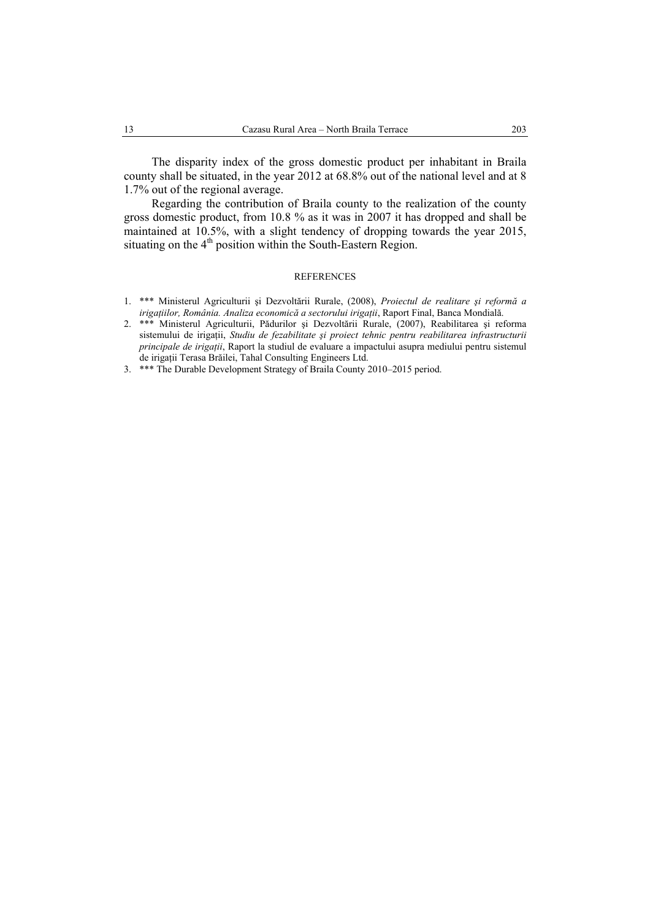The disparity index of the gross domestic product per inhabitant in Braila county shall be situated, in the year 2012 at 68.8% out of the national level and at 8 1.7% out of the regional average.

Regarding the contribution of Braila county to the realization of the county gross domestic product, from 10.8 % as it was in 2007 it has dropped and shall be maintained at 10.5%, with a slight tendency of dropping towards the year 2015, situating on the 4th position within the South-Eastern Region.

REFERENCES

1. *** Ministerul Agriculturii şi Dezvoltării Rurale, (2008), *Proiectul de realitare şi reformă a irigaţiilor, România. Analiza economică a sectorului irigaţii*, Raport Final, Banca Mondială.
2. *** Ministerul Agriculturii, Pădurilor şi Dezvoltării Rurale, (2007), Reabilitarea şi reforma sistemului de irigaţii, *Studiu de fezabilitate şi proiect tehnic pentru reabilitarea infrastructurii principale de irigaţii*, Raport la studiul de evaluare a impactului asupra mediului pentru sistemul de irigaţii Terasa Brăilei, Tahal Consulting Engineers Ltd.
3. *** The Durable Development Strategy of Braila County 2010–2015 period.